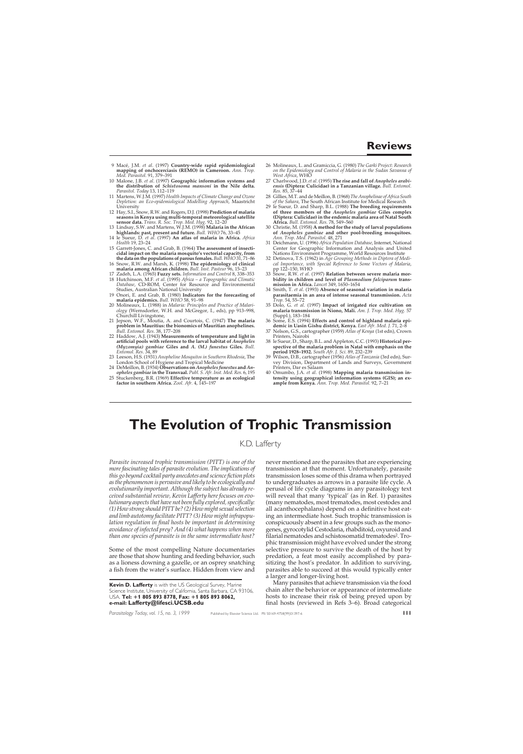9 Macé, J.M. *et al*. (1997) **Country-wide rapid epidemiological mapping of onchocerciasis (REMO) in Cameroon.** *Ann. Trop. Med. Parasitol.* 91, 379–391

10 Malone, J.B. *et al*. (1997) **Geographic information systems and the distribution of *Schistosoma mansoni* in the Nile delta.** *Parasitol. Today* 13, 112–119

11 Martens, W.J.M. (1997) *Health Impacts of Climate Change and Ozone Depletion: an Eco-epidemiological Modelling Approach*, Maastricht University

12 Hay, S.I., Snow, R.W. and Rogers, D.J. (1998) **Prediction of malaria seasons in Kenya using multi-temporal meteorological satellite sensor data.** *Trans. R. Soc. Trop. Med. Hyg.* 92, 12–20

13 Lindsay, S.W. and Martens, W.J.M. (1998) **Malaria in the African highlands: past, present and future.** *Bull. WHO* 76, 33–45

14 le Sueur, D. *et al*. (1997) **An atlas of malaria in Africa.** *Africa Health* 19, 23–24

15 Garrett-Jones, C. and Grab, B. (1964) **The assessment of insecticidal impact on the malaria mosquito's vectorial capacity, from the data on the populations of parous females.** *Bull. WHO* 31, 71–86

16 Snow, R.W. and Marsh, K. (1998) **The epidemiology of clinical malaria among African children.** *Bull. Inst. Pasteur* 96, 15–23

17 Zadeh, L.A. (1965) **Fuzzy sets.** *Information and Control* 8, 338–353

18 Hutchinson, M.F. *et al*. (1995) *Africa – a Topographic and Climatic Database*, CD-ROM, Center for Resource and Environmental Studies, Australian National University

19 Onori, E. and Grab, B. (1980) **Indicators for the forecasting of malaria epidemics.** *Bull. WHO* 58, 91–98

20 Molineaux, L. (1988) in *Malaria: Principles and Practice of Malariology* (Wernsdorfer, W.H. and McGregor, I., eds), pp 913–998, Churchill Livingstone

21 Jepson, W.F., Moutia, A. and Courtois, C. (1947) **The malaria problem in Mauritius: the bionomics of Mauritian anophelines.** *Bull. Entomol. Res.* 38, 177–208

22 Haddow, A.J. (1943) **Measurements of temperature and light in artificial pools with reference to the larval habitat of *Anopheles (Myzomyia) gambiae* Giles and *A. (M.) funestus* Giles.** *Bull. Entomol. Res.* 34, 89

23 Leeson, H.S. (1931) *Anopheline Mosquitos in Southern Rhodesia*, The London School of Hygiene and Tropical Medicine

24 DeMeillon, B. (1934) **Observations on *Anopheles funestus* and *Anopheles gambiae* in the Transvaal.** *Publ. S. Afr. Inst. Med. Res.* 6, 195

25 Stuckenberg, B.R. (1969) **Effective temperature as an ecological factor in southern Africa.** *Zool. Afr.* 4, 145–197

26 Molineaux, L. and Gramiccia, G. (1980) *The Garki Project: Research on the Epidemiology and Control of Malaria in the Sudan Savanna of West Africa*, WHO

27 Charlwood, J.D. *et al*. (1995) **The rise and fall of *Anopheles arabiensis* (Diptera: Culicidae) in a Tanzanian village.** *Bull. Entomol. Res.* 85, 37–44

28 Gillies, M.T. and de Meillon, B. (1968) *The Anophelinae of Africa South of the Sahara*, The South African Institute for Medical Research

29 le Sueur, D. and Sharp, B.L. (1988) **The breeding requirements of three members of the *Anopheles gambiae* Giles complex (Diptera: Culicidae) in the endemic malaria area of Natal South Africa.** *Bull. Entomol. Res.* 78, 549–560

30 Christie, M. (1958) **A method for the study of larval populations of *Anopheles gambiae* and other pool-breeding mosquitoes.** *Ann. Trop. Med. Parasitol.* 48, 271

31 Deichmann, U. (1996) *Africa Population Database*, Internet, National Center for Geographic Information and Analysis and United Nations Environment Programme, World Resources Institute

32 Detinova, T.S. (1962) in *Age Grouping Methods in Diptera of Medical Importance, with Special Reference to Some Vectors of Malaria*, pp 122–150, WHO

33 Snow, R.W. *et al*. (1997) **Relation between severe malaria morbidity in children and level of *Plasmodium falciparum* transmission in Africa.** *Lancet* 349, 1650–1654

34 Smith, T. *et al*. (1993) **Absence of seasonal variation in malaria parasitaemia in an area of intense seasonal transmission.** *Acta Trop.* 54, 55–72

35 Dolo, G. *et al*. (1997) **Impact of irrigated rice cultivation on malaria transmission in Niono, Mali.** *Am. J. Trop. Med. Hyg.* 57 (Suppl.), 183–184

36 Some, E.S. (1994) **Effects and control of highland malaria epidemic in Uasin Gishu district, Kenya.** *East Afr. Med. J.* 71, 2–8

37 Nelson, G.S., cartographer (1959) *Atlas of Kenya* (1st edn), Crown Printers, Nairobi

38 le Sueur, D., Sharp, B.L. and Appleton, C.C. (1993) **Historical perspective of the malaria problem in Natal with emphasis on the period 1928–1932.** *South Afr. J. Sci.* 89, 232–239

39 Wilson, D.B., cartographer (1956) *Atlas of Tanzania* (3rd edn), Survey Division, Department of Lands and Surveys, Government Printers, Dar es Salaam

40 Omumbo, J.A. *et al*. (1998) **Mapping malaria transmission intensity using geographical information systems (GIS); an example from Kenya.** *Ann. Trop. Med. Parasitol.* 92, 7–21

# The Evolution of Trophic Transmission

K.D. Lafferty

*Parasite increased trophic transmission (PITT) is one of the more fascinating tales of parasite evolution. The implications of this go beyond cocktail party anecdotes and science fiction plots as the phenomenon is pervasive and likely to be ecologically and evolutionarily important. Although the subject has already received substantial review, Kevin Lafferty here focuses on evolutionary aspects that have not been fully explored, specifically: (1) How strong should PITT be? (2) How might sexual selection and limb autotomy facilitate PITT? (3) How might infrapopulation regulation in final hosts be important in determining avoidance of infected prey? And (4) what happens when more than one species of parasite is in the same intermediate host?*

Some of the most compelling Nature documentaries are those that show hunting and feeding behavior, such as a lioness downing a gazelle, or an osprey snatching a fish from the water's surface. Hidden from view and never mentioned are the parasites that are experiencing transmission at that moment. Unfortunately, parasite transmission loses some of this drama when portrayed to undergraduates as arrows in a parasite life cycle. A perusal of life cycle diagrams in any parasitology text will reveal that many 'typical' (as in Ref. 1) parasites (many nematodes, most trematodes, most cestodes and all acanthocephalans) depend on a definitive host eating an intermediate host. Such trophic transmission is conspicuously absent in a few groups such as the monogenes, gyrocotylid Cestodaria, rhabditoid, oxyuroid and filarial nematodes and schistosomatid trematodes[2]. Trophic transmission might have evolved under the strong selective pressure to survive the death of the host by predation, a feat most easily accomplished by parasitizing the host's predator. In addition to surviving, parasites able to succeed at this would typically enter a larger and longer-living host.

Many parasites that achieve transmission via the food chain alter the behavior or appearance of intermediate hosts to increase their risk of being preyed upon by final hosts (reviewed in Refs 3–6). Broad categorical

**Kevin D. Lafferty** is with the US Geological Survey, Marine Science Institute, University of California, Santa Barbara, CA 93106, USA. **Tel: +1 805 893 8778, Fax: +1 805 893 8062, e-mail: Lafferty@lifesci.UCSB.edu**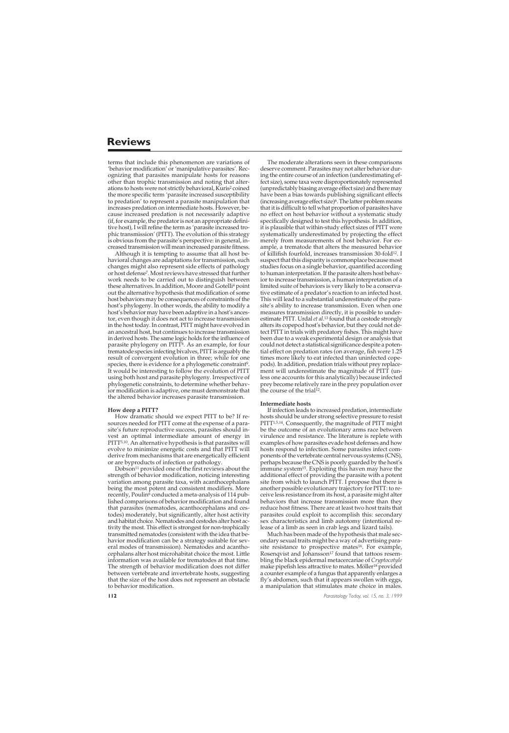terms that include this phenomenon are variations of 'behavior modification' or 'manipulative parasites'. Recognizing that parasites manipulate hosts for reasons other than trophic transmission and noting that alterations to hosts were not strictly behavioral, Kuris[2] coined the more specific term 'parasite increased susceptibility to predation' to represent a parasite manipulation that increases predation on intermediate hosts. However, because increased predation is not necessarily adaptive (if, for example, the predator is not an appropriate definitive host), I will refine the term as 'parasite increased trophic transmission' (PITT). The evolution of this strategy is obvious from the parasite's perspective: in general, increased transmission will mean increased parasite fitness.

Although it is tempting to assume that all host behavioral changes are adaptations for transmission, such changes might also represent side effects of pathology or host defense[7]. Most reviews have stressed that further work needs to be carried out to distinguish between these alternatives. In addition, Moore and Gotelli[4] point out the alternative hypothesis that modification of some host behaviors may be consequences of constraints of the host's phylogeny. In other words, the ability to modify a host's behavior may have been adaptive in a host's ancestor, even though it does not act to increase transmission in the host today. In contrast, PITT might have evolved in an ancestral host, but continues to increase transmission in derived hosts. The same logic holds for the influence of parasite phylogeny on PITT[8]. As an example, for four trematode species infecting bivalves, PITT is arguably the result of convergent evolution in three; while for one species, there is evidence for a phylogenetic constraint[9]. It would be interesting to follow the evolution of PITT using both host and parasite phylogeny. Irrespective of phylogenetic constraints, to determine whether behavior modification is adaptive, one must demonstrate that the altered behavior increases parasite transmission.

**How deep a PITT?**

How dramatic should we expect PITT to be? If resources needed for PITT come at the expense of a parasite's future reproductive success, parasites should invest an optimal intermediate amount of energy in PITT[5,10]. An alternative hypothesis is that parasites will evolve to minimize energetic costs and that PITT will derive from mechanisms that are energetically efficient or are byproducts of infection or pathology.

Dobson[11] provided one of the first reviews about the strength of behavior modification, noticing interesting variation among parasite taxa, with acanthocephalans being the most potent and consistent modifiers. More recently, Poulin[6] conducted a meta-analysis of 114 published comparisons of behavior modification and found that parasites (nematodes, acanthocephalans and cestodes) moderately, but significantly, alter host activity and habitat choice. Nematodes and cestodes alter host activity the most. This effect is strongest for non-trophically transmitted nematodes (consistent with the idea that behavior modification can be a strategy suitable for several modes of transmission). Nematodes and acanthocephalans alter host microhabitat choice the most. Little information was available for trematodes at that time. The strength of behavior modification does not differ between vertebrate and invertebrate hosts, suggesting that the size of the host does not represent an obstacle to behavior modification.

The moderate alterations seen in these comparisons deserve comment. Parasites may not alter behavior during the entire course of an infection (underestimating effect size), some taxa were disproportionately represented (unpredictably biasing average effect size) and there may have been a bias towards publishing significant effects (increasing average effect size)[6]. The latter problem means that it is difficult to tell what proportion of parasites have no effect on host behavior without a systematic study specifically designed to test this hypothesis. In addition, it is plausible that within-study effect sizes of PITT were systematically underestimated by projecting the effect merely from measurements of host behavior. For example, a trematode that alters the measured behavior of killifish fourfold, increases transmission 30-fold[12]. I suspect that this disparity is commonplace because most studies focus on a single behavior, quantified according to human interpretation. If the parasite alters host behavior to increase transmission, a human interpretation of a limited suite of behaviors is very likely to be a conservative estimate of a predator's reaction to an infected host. This will lead to a substantial underestimate of the parasite's ability to increase transmission. Even when one measures transmission directly, it is possible to underestimate PITT. Urdal *et al.*[13] found that a cestode strongly alters its copepod host's behavior, but they could not detect PITT in trials with predatory fishes. This might have been due to a weak experimental design or analysis that could not detect a statistical significance despite a potential effect on predation rates (on average, fish were 1.25 times more likely to eat infected than uninfected copepods). In addition, predation trials without prey replacement will underestimate the magnitude of PITT (unless one accounts for this analytically) because infected prey become relatively rare in the prey population over the course of the trial[12].

**Intermediate hosts**

If infection leads to increased predation, intermediate hosts should be under strong selective pressure to resist PITT[1,5,14]. Consequently, the magnitude of PITT might be the outcome of an evolutionary arms race between virulence and resistance. The literature is replete with examples of how parasites evade host defenses and how hosts respond to infection. Some parasites infect components of the vertebrate central nervous systems (CNS), perhaps because the CNS is poorly guarded by the host's immune system[15]. Exploiting this haven may have the additional effect of providing the parasite with a potent site from which to launch PITT. I propose that there is another possible evolutionary trajectory for PITT: to receive less resistance from its host, a parasite might alter behaviors that increase transmission more than they reduce host fitness. There are at least two host traits that parasites could exploit to accomplish this: secondary sex characteristics and limb autotomy (intentional release of a limb as seen in crab legs and lizard tails).

Much has been made of the hypothesis that male secondary sexual traits might be a way of advertising parasite resistance to prospective mates[16]. For example, Rosenqvist and Johansson[17] found that tattoos resembling the black epidermal metacercariae of *Cryptocotyle* make pipefish less attractive to mates. Möller[18] provided a counter example of a fungus that apparently enlarges a fly's abdomen, such that it appears swollen with eggs, a manipulation that stimulates mate choice in males.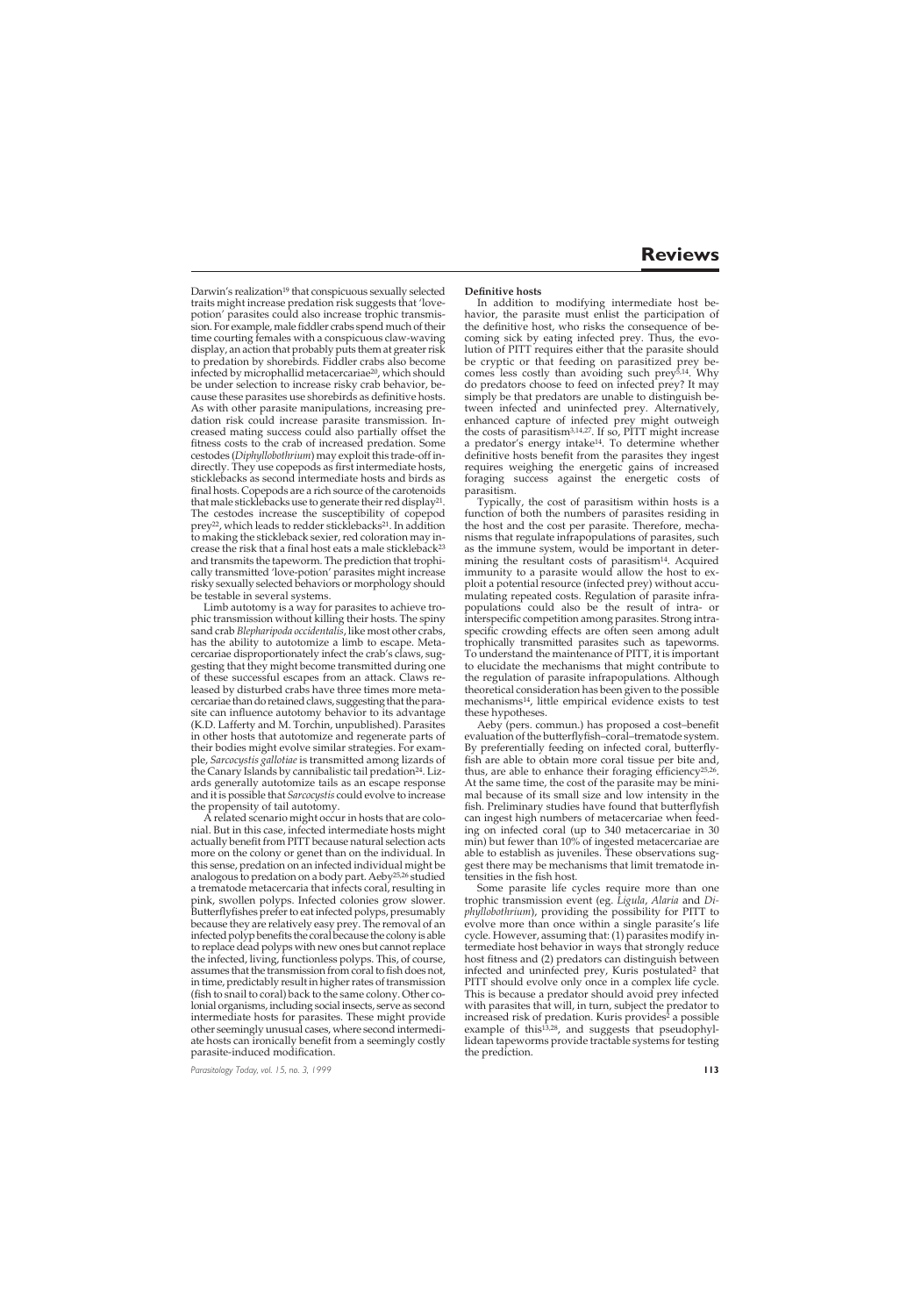Darwin's realization[19] that conspicuous sexually selected traits might increase predation risk suggests that 'love-potion' parasites could also increase trophic transmission. For example, male fiddler crabs spend much of their time courting females with a conspicuous claw-waving display, an action that probably puts them at greater risk to predation by shorebirds. Fiddler crabs also become infected by microphallid metacercariae[20], which should be under selection to increase risky crab behavior, because these parasites use shorebirds as definitive hosts. As with other parasite manipulations, increasing predation risk could increase parasite transmission. Increased mating success could also partially offset the fitness costs to the crab of increased predation. Some cestodes (*Diphyllobothrium*) may exploit this trade-off indirectly. They use copepods as first intermediate hosts, sticklebacks as second intermediate hosts and birds as final hosts. Copepods are a rich source of the carotenoids that male sticklebacks use to generate their red display[21]. The cestodes increase the susceptibility of copepod prey[22], which leads to redder sticklebacks[21]. In addition to making the stickleback sexier, red coloration may increase the risk that a final host eats a male stickleback[23] and transmits the tapeworm. The prediction that trophically transmitted 'love-potion' parasites might increase risky sexually selected behaviors or morphology should be testable in several systems.

Limb autotomy is a way for parasites to achieve trophic transmission without killing their hosts. The spiny sand crab *Blepharipoda occidentalis*, like most other crabs, has the ability to autotomize a limb to escape. Metacercariae disproportionately infect the crab's claws, suggesting that they might become transmitted during one of these successful escapes from an attack. Claws released by disturbed crabs have three times more metacercariae than do retained claws, suggesting that the parasite can influence autotomy behavior to its advantage (K.D. Lafferty and M. Torchin, unpublished). Parasites in other hosts that autotomize and regenerate parts of their bodies might evolve similar strategies. For example, *Sarcocystis gallotiae* is transmitted among lizards of the Canary Islands by cannibalistic tail predation[24]. Lizards generally autotomize tails as an escape response and it is possible that *Sarcocystis* could evolve to increase the propensity of tail autotomy.

A related scenario might occur in hosts that are colonial. But in this case, infected intermediate hosts might actually benefit from PITT because natural selection acts more on the colony or genet than on the individual. In this sense, predation on an infected individual might be analogous to predation on a body part. Aeby[25,26] studied a trematode metacercaria that infects coral, resulting in pink, swollen polyps. Infected colonies grow slower. Butterflyfishes prefer to eat infected polyps, presumably because they are relatively easy prey. The removal of an infected polyp benefits the coral because the colony is able to replace dead polyps with new ones but cannot replace the infected, living, functionless polyps. This, of course, assumes that the transmission from coral to fish does not, in time, predictably result in higher rates of transmission (fish to snail to coral) back to the same colony. Other colonial organisms, including social insects, serve as second intermediate hosts for parasites. These might provide other seemingly unusual cases, where second intermediate hosts can ironically benefit from a seemingly costly parasite-induced modification.

**Definitive hosts**

In addition to modifying intermediate host behavior, the parasite must enlist the participation of the definitive host, who risks the consequence of becoming sick by eating infected prey. Thus, the evolution of PITT requires either that the parasite should be cryptic or that feeding on parasitized prey becomes less costly than avoiding such prey[5,14]. Why do predators choose to feed on infected prey? It may simply be that predators are unable to distinguish between infected and uninfected prey. Alternatively, enhanced capture of infected prey might outweigh the costs of parasitism[3,14,27]. If so, PITT might increase a predator's energy intake[14]. To determine whether definitive hosts benefit from the parasites they ingest requires weighing the energetic gains of increased foraging success against the energetic costs of parasitism.

Typically, the cost of parasitism within hosts is a function of both the numbers of parasites residing in the host and the cost per parasite. Therefore, mechanisms that regulate infrapopulations of parasites, such as the immune system, would be important in determining the resultant costs of parasitism[14]. Acquired immunity to a parasite would allow the host to exploit a potential resource (infected prey) without accumulating repeated costs. Regulation of parasite infrapopulations could also be the result of intra- or interspecific competition among parasites. Strong intraspecific crowding effects are often seen among adult trophically transmitted parasites such as tapeworms. To understand the maintenance of PITT, it is important to elucidate the mechanisms that might contribute to the regulation of parasite infrapopulations. Although theoretical consideration has been given to the possible mechanisms[14], little empirical evidence exists to test these hypotheses.

Aeby (pers. commun.) has proposed a cost–benefit evaluation of the butterflyfish–coral–trematode system. By preferentially feeding on infected coral, butterflyfish are able to obtain more coral tissue per bite and, thus, are able to enhance their foraging efficiency[25,26]. At the same time, the cost of the parasite may be minimal because of its small size and low intensity in the fish. Preliminary studies have found that butterflyfish can ingest high numbers of metacercariae when feeding on infected coral (up to 340 metacercariae in 30 min) but fewer than 10% of ingested metacercariae are able to establish as juveniles. These observations suggest there may be mechanisms that limit trematode intensities in the fish host.

Some parasite life cycles require more than one trophic transmission event (eg. *Ligula*, *Alaria* and *Diphyllobothrium*), providing the possibility for PITT to evolve more than once within a single parasite's life cycle. However, assuming that: (1) parasites modify intermediate host behavior in ways that strongly reduce host fitness and (2) predators can distinguish between infected and uninfected prey, Kuris postulated[2] that PITT should evolve only once in a complex life cycle. This is because a predator should avoid prey infected with parasites that will, in turn, subject the predator to increased risk of predation. Kuris provides[2] a possible example of this[13,28], and suggests that pseudophyllidean tapeworms provide tractable systems for testing the prediction.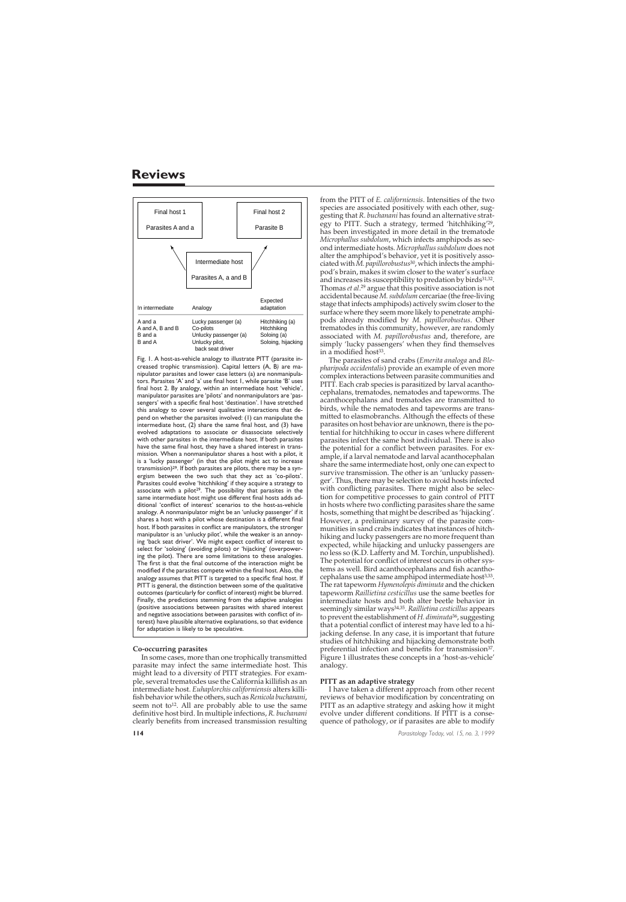# Reviews

Final host 1

Parasites A and a

Final host 2

Parasite B

Intermediate host

Parasites A, a and B

| In intermediate | Analogy | Expected adaptation |
|---|---|---|
| A and a | Lucky passenger (a) | Hitchhiking (a) |
| A and A, B and B | Co-pilots | Hitchhiking |
| B and a | Unlucky passenger (a) | Soloing (a) |
| B and A | Unlucky pilot, back seat driver | Soloing, hijacking |

Fig. 1. A host-as-vehicle analogy to illustrate PITT (parasite increased trophic transmission). Capital letters (A, B) are manipulator parasites and lower case letters (a) are nonmanipulators. Parasites 'A' and 'a' use final host 1, while parasite 'B' uses final host 2. By analogy, within an intermediate host 'vehicle', manipulator parasites are 'pilots' and nonmanipulators are 'passengers' with a specific final host 'destination'. I have stretched this analogy to cover several qualitative interactions that depend on whether the parasites involved: (1) can manipulate the intermediate host, (2) share the same final host, and (3) have evolved adaptations to associate or disassociate selectively with other parasites in the intermediate host. If both parasites have the same final host, they have a shared interest in transmission. When a nonmanipulator shares a host with a pilot, it is a 'lucky passenger' (in that the pilot might act to increase transmission)[29]. If both parasites are pilots, there may be a synergism between the two such that they act as 'co-pilots'. Parasites could evolve 'hitchhiking' if they acquire a strategy to associate with a pilot[29]. The possibility that parasites in the same intermediate host might use different final hosts adds additional 'conflict of interest' scenarios to the host-as-vehicle analogy. A nonmanipulator might be an 'unlucky passenger' if it shares a host with a pilot whose destination is a different final host. If both parasites in conflict are manipulators, the stronger manipulator is an 'unlucky pilot', while the weaker is an annoying 'back seat driver'. We might expect conflict of interest to select for 'soloing' (avoiding pilots) or 'hijacking' (overpowering the pilot). There are some limitations to these analogies. The first is that the final outcome of the interaction might be modified if the parasites compete within the final host. Also, the analogy assumes that PITT is targeted to a specific final host. If PITT is general, the distinction between some of the qualitative outcomes (particularly for conflict of interest) might be blurred. Finally, the predictions stemming from the adaptive analogies (positive associations between parasites with shared interest and negative associations between parasites with conflict of interest) have plausible alternative explanations, so that evidence for adaptation is likely to be speculative.

### Co-occurring parasites

In some cases, more than one trophically transmitted parasite may infect the same intermediate host. This might lead to a diversity of PITT strategies. For example, several trematodes use the California killifish as an intermediate host. *Euhaplorchis californiensis* alters killifish behavior while the others, such as *Renicola buchanani*, seem not to[12]. All are probably able to use the same definitive host bird. In multiple infections, *R. buchanani* clearly benefits from increased transmission resulting from the PITT of *E. californiensis*. Intensities of the two species are associated positively with each other, suggesting that *R. buchanani* has found an alternative strategy to PITT. Such a strategy, termed 'hitchhiking'[29], has been investigated in more detail in the trematode *Microphallus subdolum*, which infects amphipods as second intermediate hosts. *Microphallus subdolum* does not alter the amphipod's behavior, yet it is positively associated with *M. papillorobustus*[30], which infects the amphipod's brain, makes it swim closer to the water's surface and increases its susceptibility to predation by birds[31,32]. Thomas *et al.*[29] argue that this positive association is not accidental because *M. subdolum* cercariae (the free-living stage that infects amphipods) actively swim closer to the surface where they seem more likely to penetrate amphipods already modified by *M. papillorobustus*. Other trematodes in this community, however, are randomly associated with *M. papillorobustus* and, therefore, are simply 'lucky passengers' when they find themselves in a modified host[33].

The parasites of sand crabs (*Emerita analoga* and *Blepharipoda occidentalis*) provide an example of even more complex interactions between parasite communities and PITT. Each crab species is parasitized by larval acanthocephalans, trematodes, nematodes and tapeworms. The acanthocephalans and trematodes are transmitted to birds, while the nematodes and tapeworms are transmitted to elasmobranchs. Although the effects of these parasites on host behavior are unknown, there is the potential for hitchhiking to occur in cases where different parasites infect the same host individual. There is also the potential for a conflict between parasites. For example, if a larval nematode and larval acanthocephalan share the same intermediate host, only one can expect to survive transmission. The other is an 'unlucky passenger'. Thus, there may be selection to avoid hosts infected with conflicting parasites. There might also be selection for competitive processes to gain control of PITT in hosts where two conflicting parasites share the same hosts, something that might be described as 'hijacking'. However, a preliminary survey of the parasite communities in sand crabs indicates that instances of hitchhiking and lucky passengers are no more frequent than expected, while hijacking and unlucky passengers are no less so (K.D. Lafferty and M. Torchin, unpublished). The potential for conflict of interest occurs in other systems as well. Bird acanthocephalans and fish acanthocephalans use the same amphipod intermediate host[3,33]. The rat tapeworm *Hymenolepis diminuta* and the chicken tapeworm *Raillietina cesticillus* use the same beetles for intermediate hosts and both alter beetle behavior in seemingly similar ways[34,35]. *Raillietina cesticillus* appears to prevent the establishment of *H. diminuta*[36], suggesting that a potential conflict of interest may have led to a hijacking defense. In any case, it is important that future studies of hitchhiking and hijacking demonstrate both preferential infection and benefits for transmission[37]. Figure 1 illustrates these concepts in a 'host-as-vehicle' analogy.

### PITT as an adaptive strategy

I have taken a different approach from other recent reviews of behavior modification by concentrating on PITT as an adaptive strategy and asking how it might evolve under different conditions. If PITT is a consequence of pathology, or if parasites are able to modify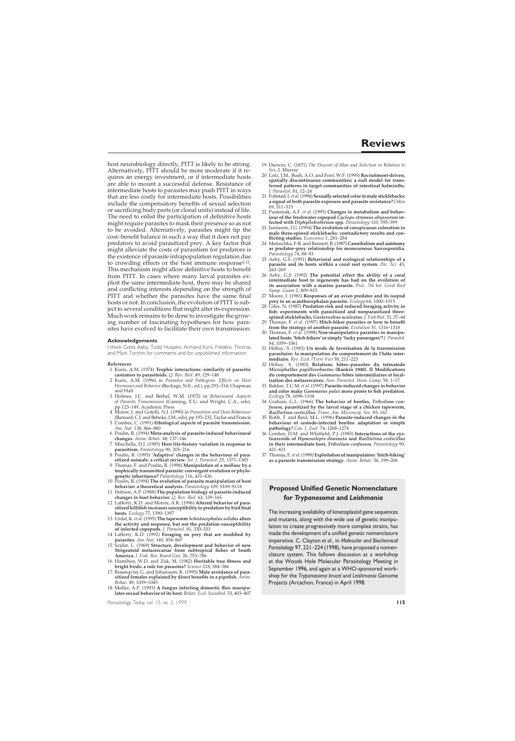host neurobiology directly, PITT is likely to be strong. Alternatively, PITT should be more moderate if it requires an energy investment, or if intermediate hosts are able to mount a successful defense. Resistance of intermediate hosts to parasites may push PITT in ways that are less costly for intermediate hosts. Possibilities include the compensatory benefits of sexual selection or sacrificing body parts (or clonal units) instead of life. The need to enlist the participation of definitive hosts might require parasites to mask their presence so as not to be avoided. Alternatively, parasites might tip the cost–benefit balance in such a way that it does not pay predators to avoid parasitized prey. A key factor that might alleviate the costs of parasitism for predators is the existence of parasite infrapopulation regulation due to crowding effects or the host immune response[2,12]. This mechanism might allow definitive hosts to benefit from PITT. In cases where many larval parasites exploit the same intermediate host, there may be shared and conflicting interests depending on the strength of PITT and whether the parasites have the same final hosts or not. In conclusion, the evolution of PITT is subject to several conditions that might alter its expression. Much work remains to be done to investigate the growing number of fascinating hypotheses for how parasites have evolved to facilitate their own transmission.

### Acknowledgements

I thank Greta Aeby, Todd Huspeni, Armand Kuris, Frédéric Thomas and Mark Torchin for comments and for unpublished information.

### References

1 Kuris, A.M. (1974) **Trophic interactions: similarity of parasitic castrators to parasitoids.** *Q. Rev. Biol.* 49, 129–148
2 Kuris, A.M. (1996) in *Parasites and Pathogens. Effects on Host Hormones and Behavior* (Beckage, N.E., ed.), pp 293–314, Chapman and Hall
3 Holmes, J.C. and Bethel, W.M. (1972) in *Behavioural Aspects of Parasite Transmission* (Canning, E.U. and Wright, C.A., eds), pp 123–149, Academic Press
4 Moore, J. and Gotelli, N.J. (1990) in *Parasitism and Host Behaviour* (Barnard, C.J. and Behnke, J.M., eds), pp 193–233, Taylor and Francis
5 Combes, C. (1991) **Ethological aspects of parasite transmission.** *Am. Nat.* 138, 866–880
6 Poulin, R. (1994) **Meta-analysis of parasite-induced behavioural changes.** *Anim. Behav.* 48, 137–146
7 Minchella, D.J. (1985) **Host life-history variation in response to parasitism.** *Parasitology* 90, 205–216
8 Poulin, R. (1995) **'Adaptive' changes in the behaviour of parasitized animals: a critical review.** *Int. J. Parasitol.* 25, 1371–1383
9 Thomas, F. and Poulin, R. (1998) **Manipulation of a mollusc by a trophically transmitted parasite: convergent evolution or phylogenetic inheritance?** *Parasitology* 116, 431–436
10 Poulin, R. (1994) **The evolution of parasite manipulation of host behavior: a theoretical analysis.** *Parasitology* 109, S109–S118
11 Dobson, A.P. (1988) **The population biology of parasite-induced changes in host behavior.** *Q. Rev. Biol.* 63, 139–165
12 Lafferty, K.D. and Morris, A.K. (1996) **Altered behavior of parasitized killifish increases susceptibility to predation by bird final hosts.** *Ecology* 77, 1390–1397
13 Urdal, K. *et al.* (1995) **The tapeworm *Schistocephalus solidus* alters the activity and response, but not the predation susceptibility of infected copepods.** *J. Parasitol.* 81, 330–333
14 Lafferty, K.D. (1992) **Foraging on prey that are modified by parasites.** *Am. Nat.* 140, 854–867
15 Szidat, L. (1969) **Structure, development and behavior of new Strigeatoid metacercariae from subtropical fishes of South America.** *J. Fish. Res. Board Can.* 26, 753–786
16 Hamilton, W.D. and Zuk, M. (1982) **Heritable true fitness and bright birds: a role for parasites?** *Science* 218, 384–386
17 Rosenqvist, G. and Johansson, K. (1995) **Male avoidance of parasitized females explained by direct benefits in a pipefish.** *Anim. Behav.* 49, 1039–1045
18 Møller, A.P. (1993) **A fungus infecting domestic flies manipulates sexual behavior of its host.** *Behav. Ecol. Sociobiol.* 33, 403–407
19 Darwin, C. (1871) *The Descent of Man and Selection in Relation to Sex*, J. Murray
20 Lotz, J.M., Bush, A.O. and Font, W.F. (1995) **Recruitment-driven, spatially discontinuous communities: a null model for transferred patterns in target communities of intestinal helminths.** *J. Parasitol.* 81, 12–24
21 Folstad, I. *et al.* (1994) **Sexually selected color in male sticklebacks: a signal of both parasite exposure and parasite resistance?** *Oikos* 69, 511–515
22 Pasternak, A.F. *et al.* (1995) **Changes in metabolism and behaviour of the freshwater copepod *Cyclops strenuus abyssorum* infected with *Diphyllobothrium* spp.** *Parasitology* 110, 395–399
23 Jamieson, I.G. (1994) **The evolution of conspicuous coloration in male three-spined sticklebacks: contradictory results and conflicting studies.** *Ecoscience* 1, 281–284
24 Matuschka, F-R. and Bannert, B. (1987) **Cannibalism and autotomy as predator–prey relationship for monoxenous Sarcosporidia.** *Parasitology* 74, 88–93
25 Aeby, G.S. (1991) **Behavioral and ecological relationships of a parasite and its hosts within a coral reef system.** *Pac. Sci.* 45, 263–269
26 Aeby, G.S. (1992) **The potential effect the ability of a coral intermediate host to regenerate has had on the evolution of its association with a marine parasite.** *Proc. 7th Int. Coral Reef Symp. Guam* 2, 809–815
27 Moore, J. (1983) **Responses of an avian predator and its isopod prey to an acanthocephalan parasite.** *Ecology* 64, 1000–1015
28 Giles, N. (1987) **Predation risk and reduced foraging activity in fish: experiments with parasitized and nonparasitized three-spined sticklebacks, *Gasterosteus aculeatus*.** *J. Fish Biol.* 31, 37–44
29 Thomas, F. *et al.* (1997) **Hitch-hiker parasites or how to benefit from the strategy of another parasite.** *Evolution* 51, 1316–1318
30 Thomas, F. *et al.* (1998) **Non-manipulative parasites in manipulated hosts: 'hitch-hikers' or simply 'lucky passengers'?** *J. Parasitol.* 84, 1059–1061
31 Helluy, S. (1983) **Un mode de favorisation de la transmission parasitaire: la manipulation du comportement de l'hôte intermédiaire.** *Rev. Ecol. (Terre Vie)* 38, 211–223
32 Helluy, S. (1983) **Relations hôtes–parasites du trématode *Microphallus papillorobustus* (Rankin 1940). II Modifications du comportement des *Gammarus* hôtes intermédiaires et localisation des métacercaires.** *Ann. Parasitol. Hum. Comp.* 58, 1–17
33 Bakker, T.C.M. *et al.* (1997) **Parasite-induced changes in behavior and color make *Gammarus pulex* more prone to fish predation.** *Ecology* 78, 1098–1104
34 Graham, G.L. (1966) **The behavior of beetles, *Tribolium confusum*, parasitized by the larval stage of a chicken tapeworm, *Raillietina cesticillus*.** *Trans. Am. Microscop. Soc.* 85, 163
35 Robb, T. and Reid, M.L. (1996) **Parasite-induced changes in the behaviour of cestode-infected beetles: adaptation or simple pathology?** *Can. J. Zool.* 74, 1268–1274
36 Gordon, D.M. and Whitfield, P.J. (1985) **Interactions of the cysticercoids of *Hymenolepis diminuta* and *Raillietina cesticillus* in their intermediate host, *Tribolium confusum*.** *Parasitology* 90, 421–431
37 Thomas, F. *et al.* (1998) **Exploitation of manipulators: 'hitch-hiking' as a parasite transmission strategy.** *Anim. Behav.* 56, 199–206

## Proposed Unified Genetic Nomenclature for *Trypanosoma* and *Leishmania*

The increasing availability of kinetoplastid gene sequences and mutants, along with the wide use of genetic manipulation to create progressively more complex strains, has made the development of a unified genetic nomenclature imperative. C. Clayton *et al.*, in *Molecular and Biochemical Parasitology* 97, 221–224 (1998), have proposed a nomenclature system. This follows discussion at a workshop at the Woods Hole Molecular Parasitology Meeting in September 1996, and again at a WHO-sponsored workshop for the *Trypanosoma brucei* and *Leishmania* Genome Projects (Arcachon, France) in April 1998.